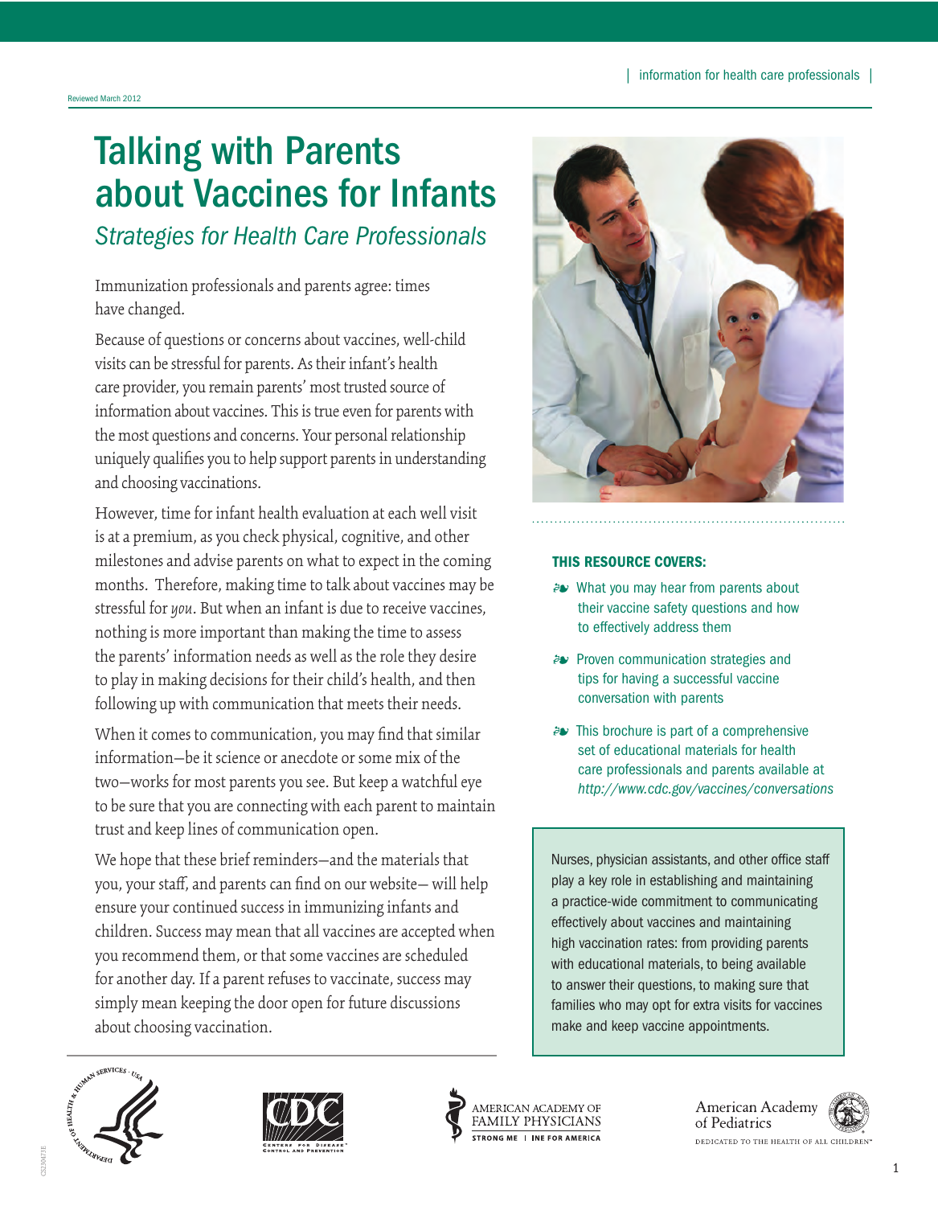| information for health care professionals |

Reviewed March 2012

# Talking with Parents about Vaccines for Infants

*Strategies for Health Care Professionals*

Immunization professionals and parents agree: times have changed.

Because of questions or concerns about vaccines, well-child visits can be stressful for parents. As their infant's health care provider, you remain parents' most trusted source of information about vaccines. This is true even for parents with the most questions and concerns. Your personal relationship uniquely qualifies you to help support parents in understanding and choosing vaccinations.

However, time for infant health evaluation at each well visit is at a premium, as you check physical, cognitive, and other milestones and advise parents on what to expect in the coming months. Therefore, making time to talk about vaccines may be stressful for *you*. But when an infant is due to receive vaccines, nothing is more important than making the time to assess the parents' information needs as well as the role they desire to play in making decisions for their child's health, and then following up with communication that meets their needs.

When it comes to communication, you may find that similar information—be it science or anecdote or some mix of the two—works for most parents you see. But keep a watchful eye to be sure that you are connecting with each parent to maintain trust and keep lines of communication open.

We hope that these brief reminders—and the materials that you, your staff, and parents can find on our website— will help ensure your continued success in immunizing infants and children. Success may mean that all vaccines are accepted when you recommend them, or that some vaccines are scheduled for another day. If a parent refuses to vaccinate, success may simply mean keeping the door open for future discussions about choosing vaccination.

**THIS RESOURCE COVERS:**

- What you may hear from parents about their vaccine safety questions and how to effectively address them
- Proven communication strategies and tips for having a successful vaccine conversation with parents
- This brochure is part of a comprehensive set of educational materials for health care professionals and parents available at *http://www.cdc.gov/vaccines/conversations*

Nurses, physician assistants, and other office staff play a key role in establishing and maintaining a practice-wide commitment to communicating effectively about vaccines and maintaining high vaccination rates: from providing parents with educational materials, to being available to answer their questions, to making sure that families who may opt for extra visits for vaccines make and keep vaccine appointments.

CS230473E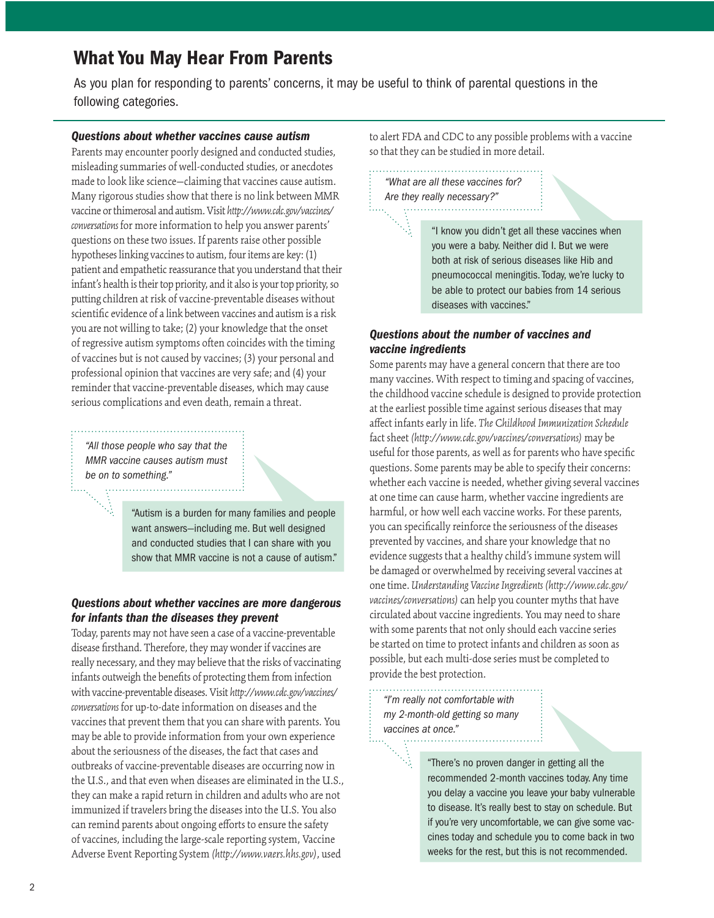## What You May Hear From Parents

As you plan for responding to parents' concerns, it may be useful to think of parental questions in the following categories.

### *Questions about whether vaccines cause autism*

Parents may encounter poorly designed and conducted studies, misleading summaries of well-conducted studies, or anecdotes made to look like science—claiming that vaccines cause autism. Many rigorous studies show that there is no link between MMR vaccine or thimerosal and autism. Visit *http://www.cdc.gov/vaccines/conversations* for more information to help you answer parents' questions on these two issues. If parents raise other possible hypotheses linking vaccines to autism, four items are key: (1) patient and empathetic reassurance that you understand that their infant's health is their top priority, and it also is your top priority, so putting children at risk of vaccine-preventable diseases without scientific evidence of a link between vaccines and autism is a risk you are not willing to take; (2) your knowledge that the onset of regressive autism symptoms often coincides with the timing of vaccines but is not caused by vaccines; (3) your personal and professional opinion that vaccines are very safe; and (4) your reminder that vaccine-preventable diseases, which may cause serious complications and even death, remain a threat.

> *"All those people who say that the MMR vaccine causes autism must be on to something."*

> "Autism is a burden for many families and people want answers—including me. But well designed and conducted studies that I can share with you show that MMR vaccine is not a cause of autism."

### *Questions about whether vaccines are more dangerous for infants than the diseases they prevent*

Today, parents may not have seen a case of a vaccine-preventable disease firsthand. Therefore, they may wonder if vaccines are really necessary, and they may believe that the risks of vaccinating infants outweigh the benefits of protecting them from infection with vaccine-preventable diseases. Visit *http://www.cdc.gov/vaccines/conversations* for up-to-date information on diseases and the vaccines that prevent them that you can share with parents. You may be able to provide information from your own experience about the seriousness of the diseases, the fact that cases and outbreaks of vaccine-preventable diseases are occurring now in the U.S., and that even when diseases are eliminated in the U.S., they can make a rapid return in children and adults who are not immunized if travelers bring the diseases into the U.S. You also can remind parents about ongoing efforts to ensure the safety of vaccines, including the large-scale reporting system, Vaccine Adverse Event Reporting System *(http://www.vaers.hhs.gov)*, used to alert FDA and CDC to any possible problems with a vaccine so that they can be studied in more detail.

> *"What are all these vaccines for? Are they really necessary?"*

> "I know you didn't get all these vaccines when you were a baby. Neither did I. But we were both at risk of serious diseases like Hib and pneumococcal meningitis. Today, we're lucky to be able to protect our babies from 14 serious diseases with vaccines."

### *Questions about the number of vaccines and vaccine ingredients*

Some parents may have a general concern that there are too many vaccines. With respect to timing and spacing of vaccines, the childhood vaccine schedule is designed to provide protection at the earliest possible time against serious diseases that may affect infants early in life. *The Childhood Immunization Schedule* fact sheet *(http://www.cdc.gov/vaccines/conversations)* may be useful for those parents, as well as for parents who have specific questions. Some parents may be able to specify their concerns: whether each vaccine is needed, whether giving several vaccines at one time can cause harm, whether vaccine ingredients are harmful, or how well each vaccine works. For these parents, you can specifically reinforce the seriousness of the diseases prevented by vaccines, and share your knowledge that no evidence suggests that a healthy child's immune system will be damaged or overwhelmed by receiving several vaccines at one time. *Understanding Vaccine Ingredients (http://www.cdc.gov/vaccines/conversations)* can help you counter myths that have circulated about vaccine ingredients. You may need to share with some parents that not only should each vaccine series be started on time to protect infants and children as soon as possible, but each multi-dose series must be completed to provide the best protection.

> *"I'm really not comfortable with my 2-month-old getting so many vaccines at once."*

> "There's no proven danger in getting all the recommended 2-month vaccines today. Any time you delay a vaccine you leave your baby vulnerable to disease. It's really best to stay on schedule. But if you're very uncomfortable, we can give some vaccines today and schedule you to come back in two weeks for the rest, but this is not recommended.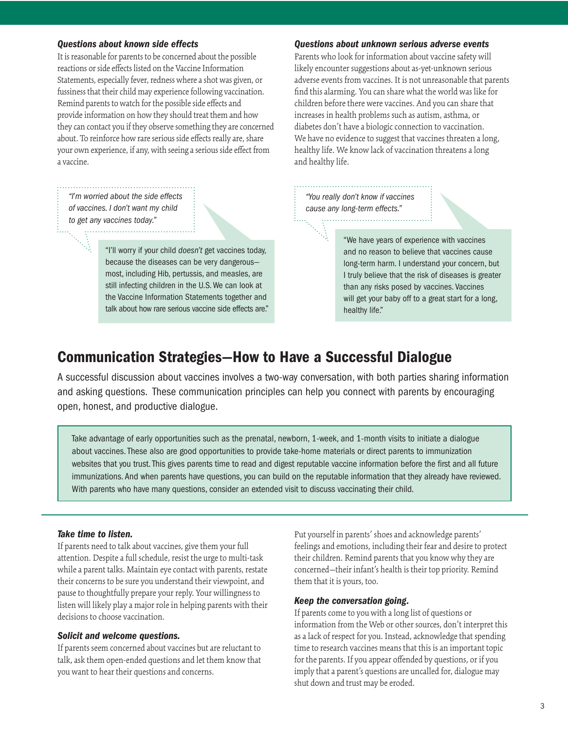### *Questions about known side effects*

It is reasonable for parents to be concerned about the possible reactions or side effects listed on the Vaccine Information Statements, especially fever, redness where a shot was given, or fussiness that their child may experience following vaccination. Remind parents to watch for the possible side effects and provide information on how they should treat them and how they can contact you if they observe something they are concerned about. To reinforce how rare serious side effects really are, share your own experience, if any, with seeing a serious side effect from a vaccine.

*"I'm worried about the side effects of vaccines. I don't want my child to get any vaccines today."*

"I'll worry if your child *doesn't* get vaccines today, because the diseases can be very dangerous—most, including Hib, pertussis, and measles, are still infecting children in the U.S. We can look at the Vaccine Information Statements together and talk about how rare serious vaccine side effects are."

### *Questions about unknown serious adverse events*

Parents who look for information about vaccine safety will likely encounter suggestions about as-yet-unknown serious adverse events from vaccines. It is not unreasonable that parents find this alarming. You can share what the world was like for children before there were vaccines. And you can share that increases in health problems such as autism, asthma, or diabetes don't have a biologic connection to vaccination. We have no evidence to suggest that vaccines threaten a long, healthy life. We know lack of vaccination threatens a long and healthy life.

*"You really don't know if vaccines cause any long-term effects."*

"We have years of experience with vaccines and no reason to believe that vaccines cause long-term harm. I understand your concern, but I truly believe that the risk of diseases is greater than any risks posed by vaccines. Vaccines will get your baby off to a great start for a long, healthy life."

## Communication Strategies—How to Have a Successful Dialogue

A successful discussion about vaccines involves a two-way conversation, with both parties sharing information and asking questions. These communication principles can help you connect with parents by encouraging open, honest, and productive dialogue.

Take advantage of early opportunities such as the prenatal, newborn, 1-week, and 1-month visits to initiate a dialogue about vaccines. These also are good opportunities to provide take-home materials or direct parents to immunization websites that you trust. This gives parents time to read and digest reputable vaccine information before the first and all future immunizations. And when parents have questions, you can build on the reputable information that they already have reviewed. With parents who have many questions, consider an extended visit to discuss vaccinating their child.

### *Take time to listen.*

If parents need to talk about vaccines, give them your full attention. Despite a full schedule, resist the urge to multi-task while a parent talks. Maintain eye contact with parents, restate their concerns to be sure you understand their viewpoint, and pause to thoughtfully prepare your reply. Your willingness to listen will likely play a major role in helping parents with their decisions to choose vaccination.

### *Solicit and welcome questions.*

If parents seem concerned about vaccines but are reluctant to talk, ask them open-ended questions and let them know that you want to hear their questions and concerns.

Put yourself in parents' shoes and acknowledge parents' feelings and emotions, including their fear and desire to protect their children. Remind parents that you know why they are concerned—their infant's health is their top priority. Remind them that it is yours, too.

### *Keep the conversation going.*

If parents come to you with a long list of questions or information from the Web or other sources, don't interpret this as a lack of respect for you. Instead, acknowledge that spending time to research vaccines means that this is an important topic for the parents. If you appear offended by questions, or if you imply that a parent's questions are uncalled for, dialogue may shut down and trust may be eroded.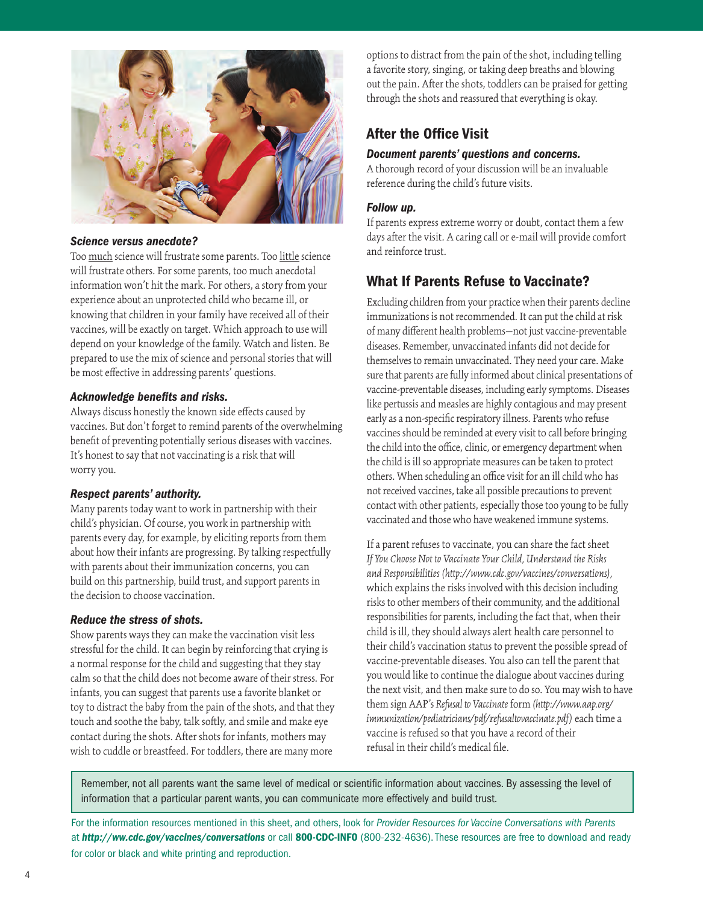### *Science versus anecdote?*

Too much science will frustrate some parents. Too little science will frustrate others. For some parents, too much anecdotal information won't hit the mark. For others, a story from your experience about an unprotected child who became ill, or knowing that children in your family have received all of their vaccines, will be exactly on target. Which approach to use will depend on your knowledge of the family. Watch and listen. Be prepared to use the mix of science and personal stories that will be most effective in addressing parents' questions.

### *Acknowledge benefits and risks.*

Always discuss honestly the known side effects caused by vaccines. But don't forget to remind parents of the overwhelming benefit of preventing potentially serious diseases with vaccines. It's honest to say that not vaccinating is a risk that will worry you.

### *Respect parents' authority.*

Many parents today want to work in partnership with their child's physician. Of course, you work in partnership with parents every day, for example, by eliciting reports from them about how their infants are progressing. By talking respectfully with parents about their immunization concerns, you can build on this partnership, build trust, and support parents in the decision to choose vaccination.

### *Reduce the stress of shots.*

Show parents ways they can make the vaccination visit less stressful for the child. It can begin by reinforcing that crying is a normal response for the child and suggesting that they stay calm so that the child does not become aware of their stress. For infants, you can suggest that parents use a favorite blanket or toy to distract the baby from the pain of the shots, and that they touch and soothe the baby, talk softly, and smile and make eye contact during the shots. After shots for infants, mothers may wish to cuddle or breastfeed. For toddlers, there are many more options to distract from the pain of the shot, including telling a favorite story, singing, or taking deep breaths and blowing out the pain. After the shots, toddlers can be praised for getting through the shots and reassured that everything is okay.

## After the Office Visit

### *Document parents' questions and concerns.*

A thorough record of your discussion will be an invaluable reference during the child's future visits.

### *Follow up.*

If parents express extreme worry or doubt, contact them a few days after the visit. A caring call or e-mail will provide comfort and reinforce trust.

## What If Parents Refuse to Vaccinate?

Excluding children from your practice when their parents decline immunizations is not recommended. It can put the child at risk of many different health problems—not just vaccine-preventable diseases. Remember, unvaccinated infants did not decide for themselves to remain unvaccinated. They need your care. Make sure that parents are fully informed about clinical presentations of vaccine-preventable diseases, including early symptoms. Diseases like pertussis and measles are highly contagious and may present early as a non-specific respiratory illness. Parents who refuse vaccines should be reminded at every visit to call before bringing the child into the office, clinic, or emergency department when the child is ill so appropriate measures can be taken to protect others. When scheduling an office visit for an ill child who has not received vaccines, take all possible precautions to prevent contact with other patients, especially those too young to be fully vaccinated and those who have weakened immune systems.

If a parent refuses to vaccinate, you can share the fact sheet *If You Choose Not to Vaccinate Your Child, Understand the Risks and Responsibilities (http://www.cdc.gov/vaccines/conversations)*, which explains the risks involved with this decision including risks to other members of their community, and the additional responsibilities for parents, including the fact that, when their child is ill, they should always alert health care personnel to their child's vaccination status to prevent the possible spread of vaccine-preventable diseases. You also can tell the parent that you would like to continue the dialogue about vaccines during the next visit, and then make sure to do so. You may wish to have them sign AAP's *Refusal to Vaccinate* form *(http://www.aap.org/immunization/pediatricians/pdf/refusaltovaccinate.pdf)* each time a vaccine is refused so that you have a record of their refusal in their child's medical file.

> Remember, not all parents want the same level of medical or scientific information about vaccines. By assessing the level of information that a particular parent wants, you can communicate more effectively and build trust.

For the information resources mentioned in this sheet, and others, look for *Provider Resources for Vaccine Conversations with Parents* at ***http://ww.cdc.gov/vaccines/conversations*** or call **800-CDC-INFO** (800-232-4636). These resources are free to download and ready for color or black and white printing and reproduction.